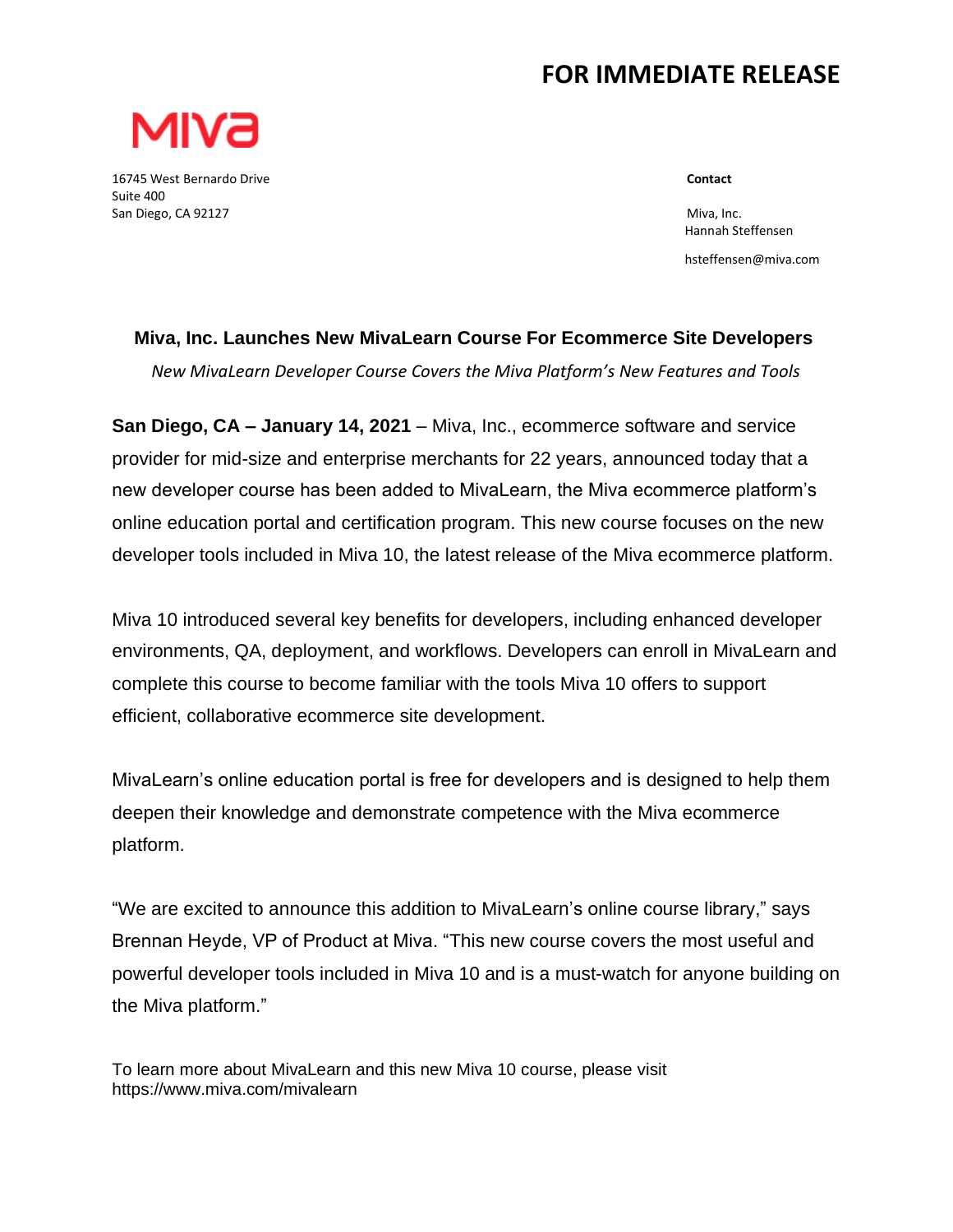# FOR IMMEDIATE RELEASE

MIVA

16745 West Bernardo Drive
Suite 400
San Diego, CA 92127

**Contact**

Miva, Inc.
Hannah Steffensen

hsteffensen@miva.com

## Miva, Inc. Launches New MivaLearn Course For Ecommerce Site Developers

*New MivaLearn Developer Course Covers the Miva Platform's New Features and Tools*

**San Diego, CA – January 14, 2021** – Miva, Inc., ecommerce software and service provider for mid-size and enterprise merchants for 22 years, announced today that a new developer course has been added to MivaLearn, the Miva ecommerce platform's online education portal and certification program. This new course focuses on the new developer tools included in Miva 10, the latest release of the Miva ecommerce platform.

Miva 10 introduced several key benefits for developers, including enhanced developer environments, QA, deployment, and workflows. Developers can enroll in MivaLearn and complete this course to become familiar with the tools Miva 10 offers to support efficient, collaborative ecommerce site development.

MivaLearn's online education portal is free for developers and is designed to help them deepen their knowledge and demonstrate competence with the Miva ecommerce platform.

"We are excited to announce this addition to MivaLearn's online course library," says Brennan Heyde, VP of Product at Miva. "This new course covers the most useful and powerful developer tools included in Miva 10 and is a must-watch for anyone building on the Miva platform."

To learn more about MivaLearn and this new Miva 10 course, please visit https://www.miva.com/mivalearn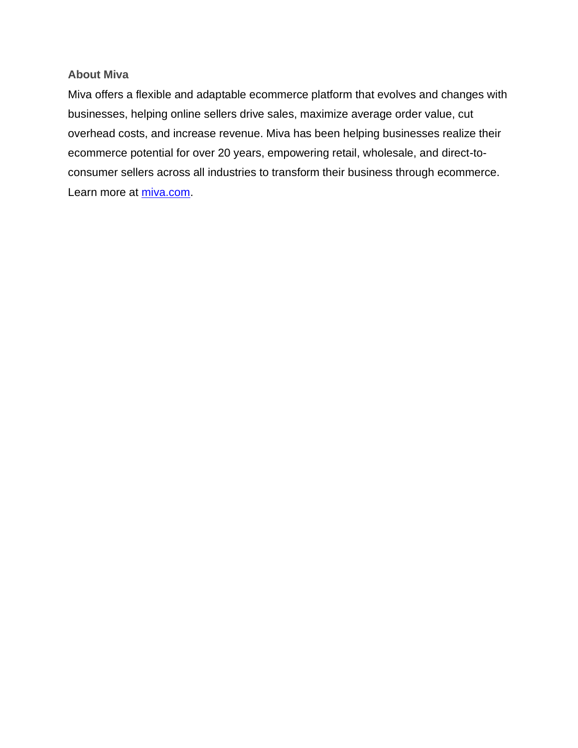**About Miva**

Miva offers a flexible and adaptable ecommerce platform that evolves and changes with businesses, helping online sellers drive sales, maximize average order value, cut overhead costs, and increase revenue. Miva has been helping businesses realize their ecommerce potential for over 20 years, empowering retail, wholesale, and direct-to-consumer sellers across all industries to transform their business through ecommerce. Learn more at [miva.com](https://miva.com).